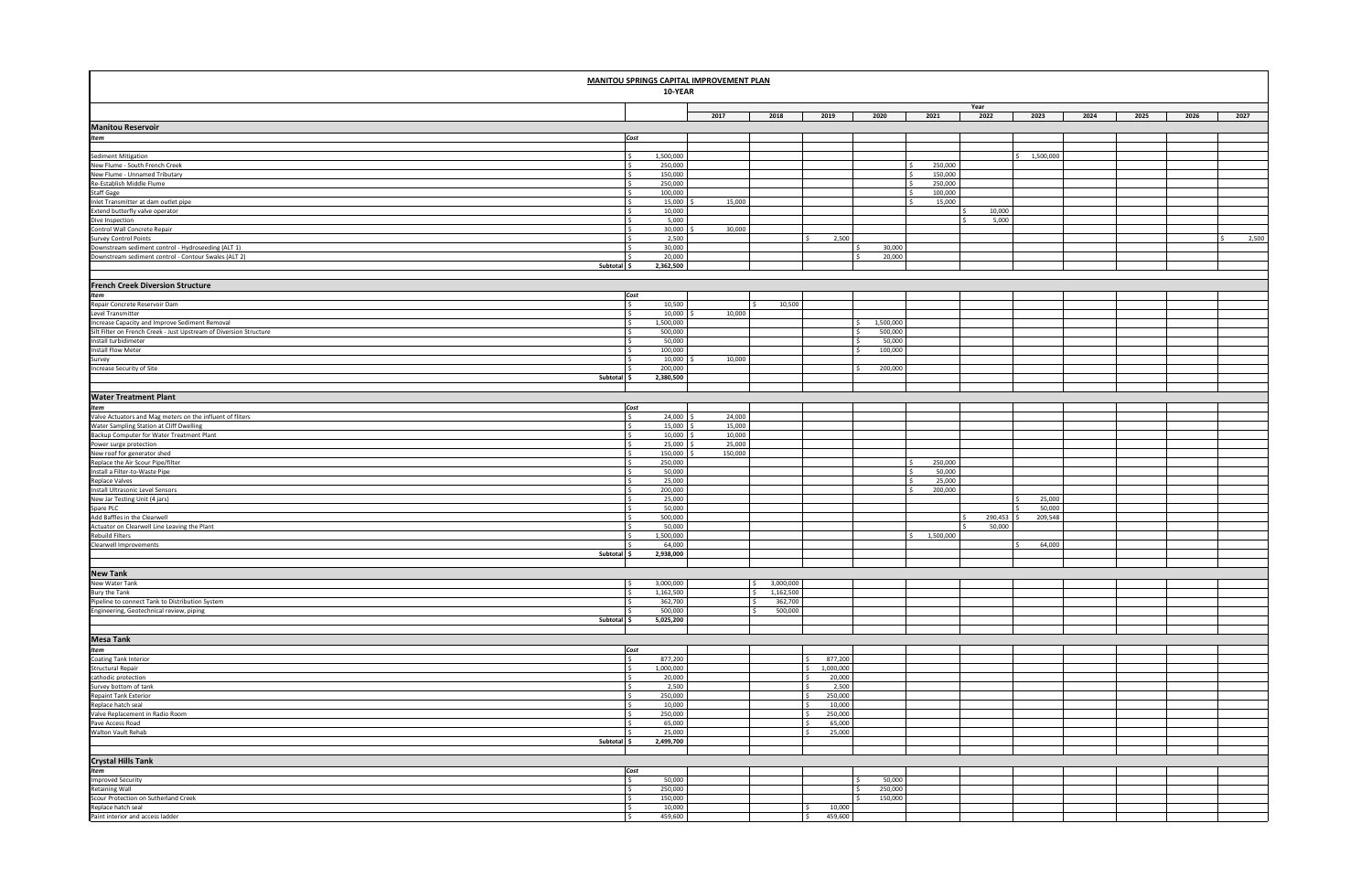**MANITOU SPRINGS CAPITAL IMPROVEMENT PLAN**

**10-YEAR**

| | | Year | | | | | | | | | | |
|---|---|---|---|---|---|---|---|---|---|---|---|---|
| | | 2017 | 2018 | 2019 | 2020 | 2021 | 2022 | 2023 | 2024 | 2025 | 2026 | 2027 |
| **Manitou Reservoir** | | | | | | | | | | | | |
| *Item* | *Cost* | | | | | | | | | | | |
| Sediment Mitigation | $ 1,500,000 | | | | | | | $ 1,500,000 | | | | |
| New Flume - South French Creek | $ 250,000 | | | | | $ 250,000 | | | | | | |
| New Flume - Unnamed Tributary | $ 150,000 | | | | | $ 150,000 | | | | | | |
| Re-Establish Middle Flume | $ 250,000 | | | | | $ 250,000 | | | | | | |
| Staff Gage | $ 100,000 | | | | | $ 100,000 | | | | | | |
| Inlet Transmitter at dam outlet pipe | $ 15,000 | $ 15,000 | | | | $ 15,000 | | | | | | |
| Extend butterfly valve operator | $ 10,000 | | | | | | $ 10,000 | | | | | |
| Dive Inspection | $ 5,000 | | | | | | $ 5,000 | | | | | |
| Control Wall Concrete Repair | $ 30,000 | $ 30,000 | | | | | | | | | | |
| Survey Control Points | $ 2,500 | | | $ 2,500 | | | | | | | | $ 2,500 |
| Downstream sediment control - Hydroseeding (ALT 1) | $ 30,000 | | | | $ 30,000 | | | | | | | |
| Downstream sediment control - Contour Swales (ALT 2) | $ 20,000 | | | | $ 20,000 | | | | | | | |
| Subtotal | $ 2,362,500 | | | | | | | | | | | |
| **French Creek Diversion Structure** | | | | | | | | | | | | |
| *Item* | *Cost* | | | | | | | | | | | |
| Repair Concrete Reservoir Dam | $ 10,500 | | $ 10,500 | | | | | | | | | |
| Level Transmitter | $ 10,000 | $ 10,000 | | | | | | | | | | |
| Increase Capacity and Improve Sediment Removal | $ 1,500,000 | | | | $ 1,500,000 | | | | | | | |
| Silt Filter on French Creek - Just Upstream of Diversion Structure | $ 500,000 | | | | $ 500,000 | | | | | | | |
| Install turbidimeter | $ 50,000 | | | | $ 50,000 | | | | | | | |
| Install Flow Meter | $ 100,000 | | | | $ 100,000 | | | | | | | |
| Survey | $ 10,000 | $ 10,000 | | | | | | | | | | |
| Increase Security of Site | $ 200,000 | | | | $ 200,000 | | | | | | | |
| Subtotal | $ 2,380,500 | | | | | | | | | | | |
| **Water Treatment Plant** | | | | | | | | | | | | |
| *Item* | *Cost* | | | | | | | | | | | |
| Valve Actuators and Mag meters on the influent of filters | $ 24,000 | $ 24,000 | | | | | | | | | | |
| Water Sampling Station at Cliff Dwelling | $ 15,000 | $ 15,000 | | | | | | | | | | |
| Backup Computer for Water Treatment Plant | $ 10,000 | $ 10,000 | | | | | | | | | | |
| Power surge protection | $ 25,000 | $ 25,000 | | | | | | | | | | |
| New roof for generator shed | $ 150,000 | $ 150,000 | | | | | | | | | | |
| Replace the Air Scour Pipe/filter | $ 250,000 | | | | | $ 250,000 | | | | | | |
| Install a Filter-to-Waste Pipe | $ 50,000 | | | | | $ 50,000 | | | | | | |
| Replace Valves | $ 25,000 | | | | | $ 25,000 | | | | | | |
| Install Ultrasonic Level Sensors | $ 200,000 | | | | | $ 200,000 | | | | | | |
| New Jar Testing Unit (4 jars) | $ 25,000 | | | | | | | $ 25,000 | | | | |
| Spare PLC | $ 50,000 | | | | | | | $ 50,000 | | | | |
| Add Baffles in the Clearwell | $ 500,000 | | | | | | $ 290,453 | $ 209,548 | | | | |
| Actuator on Clearwell Line Leaving the Plant | $ 50,000 | | | | | | $ 50,000 | | | | | |
| Rebuild Filters | $ 1,500,000 | | | | | $ 1,500,000 | | | | | | |
| Clearwell Improvements | $ 64,000 | | | | | | | $ 64,000 | | | | |
| Subtotal | $ 2,938,000 | | | | | | | | | | | |
| **New Tank** | | | | | | | | | | | | |
| New Water Tank | $ 3,000,000 | | $ 3,000,000 | | | | | | | | | |
| Bury the Tank | $ 1,162,500 | | $ 1,162,500 | | | | | | | | | |
| Pipeline to connect Tank to Distribution System | $ 362,700 | | $ 362,700 | | | | | | | | | |
| Engineering, Geotechnical review, piping | $ 500,000 | | $ 500,000 | | | | | | | | | |
| Subtotal | $ 5,025,200 | | | | | | | | | | | |
| **Mesa Tank** | | | | | | | | | | | | |
| *Item* | *Cost* | | | | | | | | | | | |
| Coating Tank Interior | $ 877,200 | | | $ 877,200 | | | | | | | | |
| Structural Repair | $ 1,000,000 | | | $ 1,000,000 | | | | | | | | |
| cathodic protection | $ 20,000 | | | $ 20,000 | | | | | | | | |
| Survey bottom of tank | $ 2,500 | | | $ 2,500 | | | | | | | | |
| Repaint Tank Exterior | $ 250,000 | | | $ 250,000 | | | | | | | | |
| Replace hatch seal | $ 10,000 | | | $ 10,000 | | | | | | | | |
| Valve Replacement in Radio Room | $ 250,000 | | | $ 250,000 | | | | | | | | |
| Pave Access Road | $ 65,000 | | | $ 65,000 | | | | | | | | |
| Walton Vault Rehab | $ 25,000 | | | $ 25,000 | | | | | | | | |
| Subtotal | $ 2,499,700 | | | | | | | | | | | |
| **Crystal Hills Tank** | | | | | | | | | | | | |
| *Item* | *Cost* | | | | | | | | | | | |
| Improved Security | $ 50,000 | | | | $ 50,000 | | | | | | | |
| Retaining Wall | $ 250,000 | | | | $ 250,000 | | | | | | | |
| Scour Protection on Sutherland Creek | $ 150,000 | | | | $ 150,000 | | | | | | | |
| Replace hatch seal | $ 10,000 | | | $ 10,000 | | | | | | | | |
| Paint interior and access ladder | $ 459,600 | | | $ 459,600 | | | | | | | | |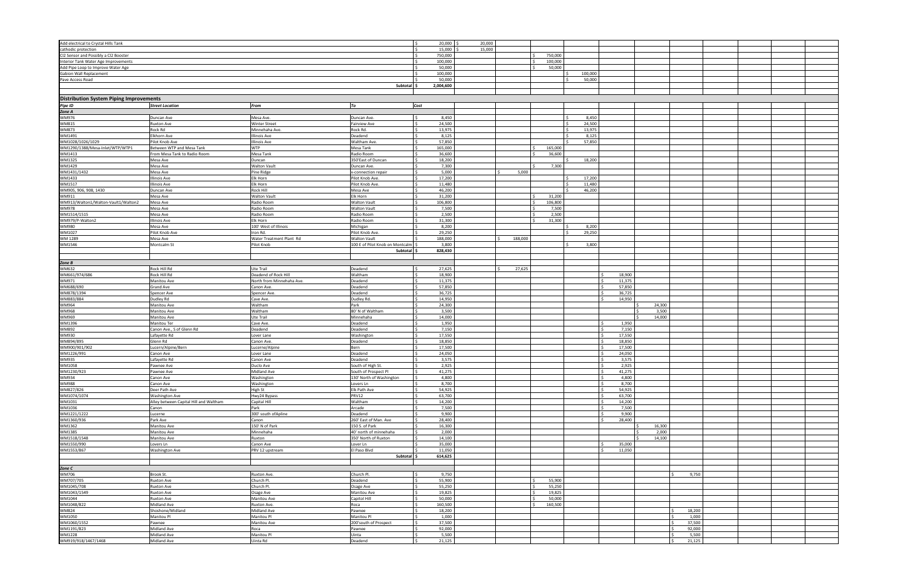| | | | | | | | | | | | |
|---|---|---|---|---|---|---|---|---|---|---|---|
| Add electrical to Crystal Hills Tank | | | | $ 20,000 | $ 20,000 | | | | | | |
| cathodic protection | | | | $ 15,000 | $ 15,000 | | | | | | |
| Cl2 Sensor and Possibly a Cl2 Booster | | | | $ 750,000 | | | $ 750,000 | | | | |
| Interior Tank Water Age Improvements | | | | $ 100,000 | | | $ 100,000 | | | | |
| Add Pipe Loop to Improve Water Age | | | | $ 50,000 | | | $ 50,000 | | | | |
| Gabion Wall Replacement | | | | $ 100,000 | | | | $ 100,000 | | | |
| Pave Access Road | | | | $ 50,000 | | | | $ 50,000 | | | |
| | | | Subtotal | $ 2,004,600 | | | | | | | |
| | | | | | | | | | | | |
| **Distribution System Piping Improvements** | | | | | | | | | | | |
| ***Pipe ID*** | ***Street Location*** | ***From*** | ***To*** | ***Cost*** | | | | | | | |
| ***Zone A*** | | | | | | | | | | | |
| WM976 | Duncan Ave | Mesa Ave. | Duncan Ave. | $ 8,450 | | | | $ 8,450 | | | |
| WM815 | Ruxton Ave | Winter Street | Fairview Ave | $ 24,500 | | | | $ 24,500 | | | |
| WM873 | Rock Rd | Minnehaha Ave. | Rock Rd. | $ 13,975 | | | | $ 13,975 | | | |
| WM1491 | Elkhorn Ave | Illinois Ave | Deadend | $ 8,125 | | | | $ 8,125 | | | |
| WM1028/1026/1029 | Pilot Knob Ave | Illinois Ave | Waltham Ave. | $ 57,850 | | | | $ 57,850 | | | |
| WM1290/1388/Mesa-Inlet/WTP/WTP1 | Between WTP and Mesa Tank | WTP | Mesa Tank | $ 165,000 | | | $ 165,000 | | | | |
| WM1413 | From Mesa Tank to Radio Room | Mesa Tank | Radio Room | $ 36,600 | | | $ 36,600 | | | | |
| WM1325 | Mesa Ave | Duncan | 350'East of Duncan | $ 18,200 | | | | $ 18,200 | | | |
| WM1429 | Mesa Ave | Walton Vault | Duncan Ave. | $ 7,300 | | | $ 7,300 | | | | |
| WM1431/1432 | Mesa Ave | Pine Ridge | x-connection repair | $ 5,000 | | $ 5,000 | | | | | |
| WM1433 | Illinois Ave | Elk Horn | Pilot Knob Ave. | $ 17,200 | | | | $ 17,200 | | | |
| WM1517 | Illinois Ave | Elk Horn | Pilot Knob Ave. | $ 11,480 | | | | $ 11,480 | | | |
| WM905, 906, 908, 1430 | Duncan Ave | Rock Hill | Mesa Ave | $ 46,200 | | | | $ 46,200 | | | |
| WM911 | Mesa Ave | Walton Vault | Elk Horn | $ 31,200 | | | $ 31,200 | | | | |
| WM913/Walton1/Walton-Vault1/Walton2 | Mesa Ave | Radio Room | Walton Vault | $ 106,800 | | | $ 106,800 | | | | |
| WM978 | Mesa Ave | Radio Room | Walton Vault | $ 7,500 | | | $ 7,500 | | | | |
| WM1514/1515 | Mesa Ave | Radio Room | Radio Room | $ 2,500 | | | $ 2,500 | | | | |
| WM979/P-Walton2 | Illinois Ave | Elk Horn | Radio Room | $ 31,300 | | | $ 31,300 | | | | |
| WM980 | Mesa Ave | 100' West of Illinois | Michigan | $ 8,200 | | | | $ 8,200 | | | |
| WM1027 | Pilot Knob Ave | Iron Rd. | Pilot Knob Ave. | $ 29,250 | | | | $ 29,250 | | | |
| WM 1289 | Mesa Ave | Water Treatment Plant Rd | Walton Vault | $ 188,000 | | $ 188,000 | | | | | |
| WM1546 | Montcalm St | Pilot Knob | 100 E of Pilot Knob on Montcalm | $ 3,800 | | | | $ 3,800 | | | |
| | | | Subtotal | $ 828,430 | | | | | | | |
| | | | | | | | | | | | |
| ***Zone B*** | | | | | | | | | | | |
| WM632 | Rock Hill Rd | Ute Trail | Deadend | $ 27,625 | | $ 27,625 | | | | | |
| WM661/974/686 | Rock Hill Rd | Deadend of Rock Hill | Waltham | $ 18,900 | | | | | $ 18,900 | | |
| WM971 | Manitou Ave | North from Minnehaha Ave. | Deadend | $ 11,375 | | | | | $ 11,375 | | |
| WM688/690 | Grand Ave | Canon Ave. | Deadend | $ 57,850 | | | | | $ 57,850 | | |
| WM878/1394 | Spencer Ave | Spencer Ave. | Deadend | $ 36,725 | | | | | $ 36,725 | | |
| WM883/884 | Dudley Rd | Cave Ave. | Dudley Rd. | $ 14,950 | | | | | $ 14,950 | | |
| WM964 | Manitou Ave | Waltham | Park | $ 24,300 | | | | | | $ 24,300 | |
| WM968 | Manitou Ave | Waltham | 80' N of Waltham | $ 3,500 | | | | | | $ 3,500 | |
| WM969 | Manitou Ave | Ute Trail | Minnehaha | $ 14,000 | | | | | | $ 14,000 | |
| WM1396 | Manitou Ter | Cave Ave. | Deadend | $ 1,950 | | | | | $ 1,950 | | |
| WM892 | Canon Ave., S of Glenn Rd | Deadend | Deadend | $ 7,150 | | | | | $ 7,150 | | |
| WM930 | Lafayette Rd | Lover Lane | Washington | $ 17,550 | | | | | $ 17,550 | | |
| WM894/895 | Glenn Rd | Canon Ave. | Deadend | $ 18,850 | | | | | $ 18,850 | | |
| WM900/901/902 | Lucern/Alpine/Bern | Lucerne/Alpine | Bern | $ 17,500 | | | | | $ 17,500 | | |
| WM1226/991 | Canon Ave | Lover Lane | Deadend | $ 24,050 | | | | | $ 24,050 | | |
| WM935 | Lafayette Rd | Canon Ave | Deadend | $ 3,575 | | | | | $ 3,575 | | |
| WM1058 | Pawnee Ave | Duclo Ave | South of High St. | $ 2,925 | | | | | $ 2,925 | | |
| WM1230/923 | Pawnee Ave | Midland Ave | South of Prospect Pl | $ 41,275 | | | | | $ 41,275 | | |
| WM934 | Canon Ave | Washington | 130' North of Washington | $ 4,800 | | | | | $ 4,800 | | |
| WM988 | Canon Ave | Washington | Lovers Ln | $ 8,700 | | | | | $ 8,700 | | |
| WM827/826 | Deer Path Ave | High St | Elk Path Ave | $ 54,925 | | | | | $ 54,925 | | |
| WM1074/1074 | Washington Ave | Hwy24 Bypass | PRV12 | $ 63,700 | | | | | $ 63,700 | | |
| WM1031 | Alley between Capital Hill and Waltham | Capital Hill | Waltham | $ 14,200 | | | | | $ 14,200 | | |
| WM1036 | Canon | Park | Arcade | $ 7,500 | | | | | $ 7,500 | | |
| WM1221/1222 | Lucerne | 300' south ofApline | Deadend | $ 9,900 | | | | | $ 9,900 | | |
| WM1360/936 | Park Ave | Canon | 260' East of Man. Ave | $ 28,400 | | | | | $ 28,400 | | |
| WM1362 | Manitou Ave | 150' N of Park | 150 S. of Park | $ 16,300 | | | | | | $ 16,300 | |
| WM1385 | Manitou Ave | Minnehaha | 40' north of minnehaha | $ 2,000 | | | | | | $ 2,000 | |
| WM1518/1548 | Manitou Ave | Ruxton | 350' North of Ruxton | $ 14,100 | | | | | | $ 14,100 | |
| WM1550/990 | Lovers Ln | Canon Ave | Lover Ln | $ 35,000 | | | | | $ 35,000 | | |
| WM1553/867 | Washington Ave | PRV 12 upstream | El Paso Blvd | $ 11,050 | | | | | $ 11,050 | | |
| | | | Subtotal | $ 614,625 | | | | | | | |
| | | | | | | | | | | | |
| ***Zone C*** | | | | | | | | | | | |
| WM706 | Brook St. | Ruxton Ave. | Church Pl. | $ 9,750 | | | | | | | $ 9,750 |
| WM707/705 | Ruxton Ave | Church Pl. | Deadend | $ 55,900 | | | $ 55,900 | | | | |
| WM1045/708 | Ruxton Ave | Church Pl. | Osage Ave | $ 55,250 | | | $ 55,250 | | | | |
| WM1043/1549 | Ruxton Ave | Osage Ave | Manitou Ave | $ 19,825 | | | $ 19,825 | | | | |
| WM1044 | Ruxton Ave | Manitou Ave | Capitol Hill | $ 50,000 | | | $ 50,000 | | | | |
| WM1048/822 | Midland Ave | Ruxton Ave. | Roca | $ 160,500 | | | $ 160,500 | | | | |
| WM824 | Shoshone/Midland | Midland Ave | Pawnee | $ 18,200 | | | | | | | $ 18,200 |
| WM1050 | Manitou Pl | Manitou Pl | Manitou Pl | $ 1,000 | | | | | | | $ 1,000 |
| WM1060/1552 | Pawnee | Manitou Ave | 200'south of Prospect | $ 37,500 | | | | | | | $ 37,500 |
| WM1191/823 | Midland Ave | Roca | Pawnee | $ 92,000 | | | | | | | $ 92,000 |
| WM1228 | Midland Ave | Manitou Pl | Uinta | $ 5,500 | | | | | | | $ 5,500 |
| WM919/918/1467/1468 | Midland Ave | Uinta Rd | Deadend | $ 21,125 | | | | | | | $ 21,125 |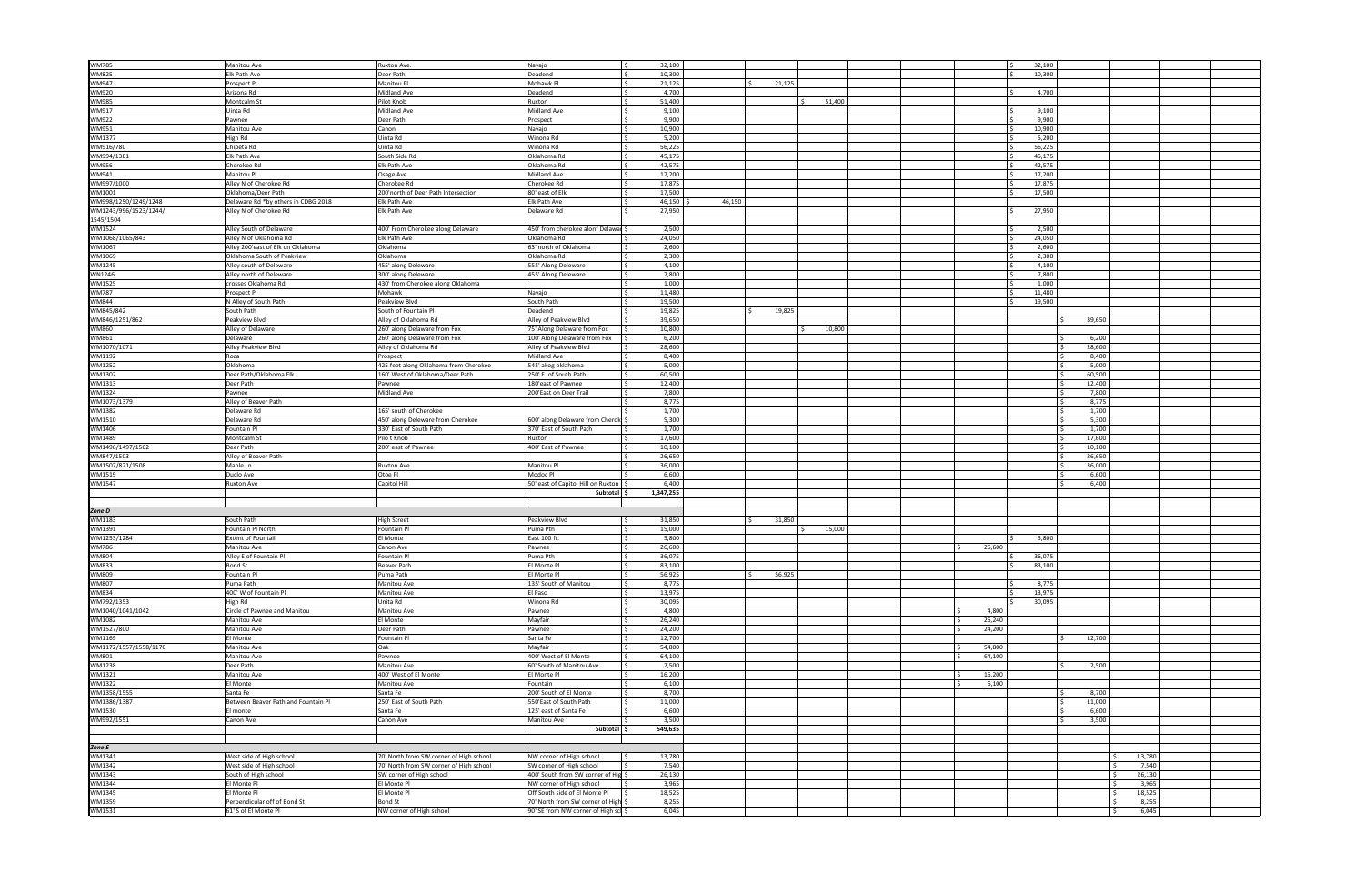| | | | | | | | | | | | | | | |
|---|---|---|---|---|---|---|---|---|---|---|---|---|---|---|
| WM785 | Manitou Ave | Ruxton Ave. | Navajo | $ 32,100 | | | | | | | $ 32,100 | | | |
| WM825 | Elk Path Ave | Deer Path | Deadend | $ 10,300 | | | | | | | $ 10,300 | | | |
| WM947 | Prospect Pl | Manitou Pl | Mohawk Pl | $ 21,125 | | $ 21,125 | | | | | | | | |
| WM920 | Arizona Rd | Midland Ave | Deadend | $ 4,700 | | | | | | | $ 4,700 | | | |
| WM985 | Montcalm St | Pilot Knob | Ruxton | $ 51,400 | | | $ 51,400 | | | | | | | |
| WM917 | Uinta Rd | Midland Ave | Midland Ave | $ 9,100 | | | | | | | $ 9,100 | | | |
| WM922 | Pawnee | Deer Path | Prospect | $ 9,900 | | | | | | | $ 9,900 | | | |
| WM951 | Manitou Ave | Canon | Navajo | $ 10,900 | | | | | | | $ 10,900 | | | |
| WM1377 | High Rd | Uinta Rd | Winona Rd | $ 5,200 | | | | | | | $ 5,200 | | | |
| WM916/780 | Chipeta Rd | Uinta Rd | Winona Rd | $ 56,225 | | | | | | | $ 56,225 | | | |
| WM994/1381 | Elk Path Ave | South Side Rd | Oklahoma Rd | $ 45,175 | | | | | | | $ 45,175 | | | |
| WM956 | Cherokee Rd | Elk Path Ave | Oklahoma Rd | $ 42,575 | | | | | | | $ 42,575 | | | |
| WM941 | Manitou Pl | Osage Ave | Midland Ave | $ 17,200 | | | | | | | $ 17,200 | | | |
| WM997/1000 | Alley N of Cherokee Rd | Cherokee Rd | Cherokee Rd | $ 17,875 | | | | | | | $ 17,875 | | | |
| WM1001 | Oklahoma/Deer Path | 200'north of Deer Path Intersection | 80' east of Elk | $ 17,500 | | | | | | | $ 17,500 | | | |
| WM998/1250/1249/1248 | Delaware Rd *by others in CDBG 2018 | Elk Path Ave | Elk Path Ave | $ 46,150 | $ 46,150 | | | | | | | | | |
| WM1243/996/1523/1244/1545/1504 | Alley N of Cherokee Rd | Elk Path Ave | Delaware Rd | $ 27,950 | | | | | | | $ 27,950 | | | |
| WM1524 | Alley South of Delaware | 400' From Cherokee along Delaware | 450' from cherokee alonf Delawa | $ 2,500 | | | | | | | $ 2,500 | | | |
| WM1068/1065/843 | Alley N of Oklahoma Rd | Elk Path Ave | Oklahoma Rd | $ 24,050 | | | | | | | $ 24,050 | | | |
| WM1067 | Alley 200'east of Elk on Oklahoma | Oklahoma | 63' north of Oklahoma | $ 2,600 | | | | | | | $ 2,600 | | | |
| WM1069 | Oklahoma South of Peakview | Oklahoma | Oklahoma Rd | $ 2,300 | | | | | | | $ 2,300 | | | |
| WM1245 | Alley south of Deleware | 455' Along Deleware | 555' Along Deleware | $ 4,100 | | | | | | | $ 4,100 | | | |
| WN1246 | Alley north of Deleware | 300' along Deleware | 455' Along Deleware | $ 7,800 | | | | | | | $ 7,800 | | | |
| WM1525 | crosses Oklahoma Rd | 430' from Cherokee along Oklahoma | | $ 1,000 | | | | | | | $ 1,000 | | | |
| WM787 | Prospect Pl | Mohawk | Navajo | $ 11,480 | | | | | | | $ 11,480 | | | |
| WM844 | N Alley of South Path | Peakview Blvd | South Path | $ 19,500 | | | | | | | $ 19,500 | | | |
| WM845/842 | South Path | South of Fountain Pl | Deadend | $ 19,825 | | $ 19,825 | | | | | | | | |
| WM846/1251/862 | Peakview Blvd | Alley of Oklahoma Rd | Alley of Peakview Blvd | $ 39,650 | | | | | | | | $ 39,650 | | |
| WM860 | Alley of Delaware | 260' along Delaware from Fox | 75' Along Delaware from Fox | $ 10,800 | | | $ 10,800 | | | | | | | |
| WM861 | Delaware | 260' along Delaware from Fox | 100' Along Delaware from Fox | $ 6,200 | | | | | | | | $ 6,200 | | |
| WM1070/1071 | Alley Peakview Blvd | Alley of Oklahoma Rd | Alley of Peakview Blvd | $ 28,600 | | | | | | | | $ 28,600 | | |
| WM1192 | Roca | Prospect | Midland Ave | $ 8,400 | | | | | | | | $ 8,400 | | |
| WM1252 | Oklahoma | 425 feet along Oklahoma from Cherokee | 545' akog oklahoma | $ 5,000 | | | | | | | | $ 5,000 | | |
| WM1302 | Deer Path/Oklahoma.Elk | 160' West of Oklahoma/Deer Path | 250' E. of South Path | $ 60,500 | | | | | | | | $ 60,500 | | |
| WM1313 | Deer Path | Pawnee | 180'east of Pawnee | $ 12,400 | | | | | | | | $ 12,400 | | |
| WM1324 | Pawnee | Midland Ave | 200'East on Deer Trail | $ 7,800 | | | | | | | | $ 7,800 | | |
| WM1073/1379 | Alley of Beaver Path | | | $ 8,775 | | | | | | | | $ 8,775 | | |
| WM1382 | Delaware Rd | 165' south of Cherokee | | $ 1,700 | | | | | | | | $ 1,700 | | |
| WM1510 | Delaware Rd | 450' along Deleware from Cherokee | 600' along Delaware from Cheroki | $ 5,300 | | | | | | | | $ 5,300 | | |
| WM1406 | Fountain Pl | 330' East of South Path | 370' East of South Path | $ 1,700 | | | | | | | | $ 1,700 | | |
| WM1489 | Montcalm St | Pilo t Knob | Ruxton | $ 17,600 | | | | | | | | $ 17,600 | | |
| WM1496/1497/1502 | Deer Path | 200' east of Pawnee | 400' East of Pawnee | $ 10,100 | | | | | | | | $ 10,100 | | |
| WM847/1503 | Alley of Beaver Path | | | $ 26,650 | | | | | | | | $ 26,650 | | |
| WM1507/821/1508 | Maple Ln | Ruxton Ave. | Manitou Pl | $ 36,000 | | | | | | | | $ 36,000 | | |
| WM1519 | Duclo Ave | Otoe Pl | Modoc Pl | $ 6,600 | | | | | | | | $ 6,600 | | |
| WM1547 | Ruxton Ave | Capitol Hill | 50' east of Capitol Hill on Ruxton | $ 6,400 | | | | | | | | $ 6,400 | | |
| | | | Subtotal | $ 1,347,255 | | | | | | | | | | |
| *Zone D* | | | | | | | | | | | | | | |
| WM1183 | South Path | High Street | Peakview Blvd | $ 31,850 | | $ 31,850 | | | | | | | | |
| WM1391 | Fountain Pl North | Fountain Pl | Puma Pth | $ 15,000 | | | $ 15,000 | | | | | | | |
| WM1253/1284 | Extent of Fountail | El Monte | East 100 ft. | $ 5,800 | | | | | | | $ 5,800 | | | |
| WM786 | Manitou Ave | Canon Ave | Pawnee | $ 26,600 | | | | | | $ 26,600 | | | | |
| WM804 | Alley E of Fountain Pl | Fountain Pl | Puma Pth | $ 36,075 | | | | | | | $ 36,075 | | | |
| WM833 | Bond St | Beaver Path | El Monte Pl | $ 83,100 | | | | | | | $ 83,100 | | | |
| WM809 | Fountain Pl | Puma Path | El Monte Pl | $ 56,925 | | $ 56,925 | | | | | | | | |
| WM807 | Puma Path | Manitou Ave | 135' South of Manitou | $ 8,775 | | | | | | | $ 8,775 | | | |
| WM834 | 400' W of Fountain Pl | Manitou Ave | El Paso | $ 13,975 | | | | | | | $ 13,975 | | | |
| WM792/1353 | High Rd | Unita Rd | Winona Rd | $ 30,095 | | | | | | | $ 30,095 | | | |
| WM1040/1041/1042 | Circle of Pawnee and Manitou | Manitou Ave | Pawnee | $ 4,800 | | | | | | $ 4,800 | | | | |
| WM1082 | Manitou Ave | El Monte | Mayfair | $ 26,240 | | | | | | $ 26,240 | | | | |
| WM1527/800 | Manitou Ave | Deer Path | Pawnee | $ 24,200 | | | | | | $ 24,200 | | | | |
| WM1169 | El Monte | Fountain Pl | Santa Fe | $ 12,700 | | | | | | | | $ 12,700 | | |
| WM1172/1557/1558/1170 | Manitou Ave | Oak | Mayfair | $ 54,800 | | | | | | $ 54,800 | | | | |
| WM801 | Manitou Ave | Pawnee | 400' West of El Monte | $ 64,100 | | | | | | $ 64,100 | | | | |
| WM1238 | Deer Path | Manitou Ave | 60' South of Manitou Ave | $ 2,500 | | | | | | | | $ 2,500 | | |
| WM1321 | Manitou Ave | 400' West of El Monte | El Monte Pl | $ 16,200 | | | | | | $ 16,200 | | | | |
| WM1322 | El Monte | Manitou Ave | Fountain | $ 6,100 | | | | | | $ 6,100 | | | | |
| WM1358/1555 | Santa Fe | Santa Fe | 200' South of El Monte | $ 8,700 | | | | | | | | $ 8,700 | | |
| WM1386/1387 | Between Beaver Path and Fountain Pl | 250' East of South Path | 550'East of South Path | $ 11,000 | | | | | | | | $ 11,000 | | |
| WM1530 | El monte | Santa Fe | 125' east of Santa Fe | $ 6,600 | | | | | | | | $ 6,600 | | |
| WM992/1551 | Canon Ave | Canon Ave | Manitou Ave | $ 3,500 | | | | | | | | $ 3,500 | | |
| | | | Subtotal | $ 549,635 | | | | | | | | | | |
| *Zone E* | | | | | | | | | | | | | | |
| WM1341 | West side of High school | 70' North from SW corner of High school | NW corner of High school | $ 13,780 | | | | | | | | | $ 13,780 | |
| WM1342 | West side of High school | 70' North from SW corner of High school | SW corner of High school | $ 7,540 | | | | | | | | | $ 7,540 | |
| WM1343 | South of High school | SW corner of High school | 400' South from SW corner of Hig | $ 26,130 | | | | | | | | | $ 26,130 | |
| WM1344 | El Monte Pl | El Monte Pl | NW corner of High school | $ 3,965 | | | | | | | | | $ 3,965 | |
| WM1345 | El Monte Pl | El Monte Pl | Off South side of El Monte Pl | $ 18,525 | | | | | | | | | $ 18,525 | |
| WM1359 | Perpendicular off of Bond St | Bond St | 70' North from SW corner of High | $ 8,255 | | | | | | | | | $ 8,255 | |
| WM1531 | 61' S of El Monte Pl | NW corner of High school | 90' SE from NW corner of High scl | $ 6,045 | | | | | | | | | $ 6,045 | |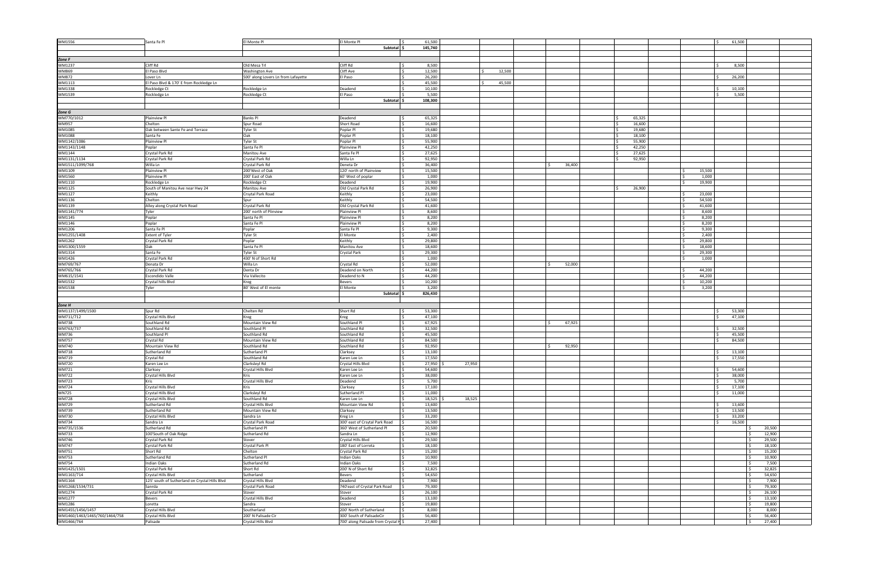| | | | | | | | | | | | |
|---|---|---|---|---|---|---|---|---|---|---|---|
| WM1556 | Santa Fe Pl | El Monte Pl | El Monte Pl | $ 61,500 | | | | | | $ 61,500 | |
| | | | Subtotal | $ 145,740 | | | | | | | |
| | | | | | | | | | | | |
| *Zone F* | | | | | | | | | | | |
| WM1237 | Cliff Rd | Old Mesa Trl | Cliff Rd | $ 8,500 | | | | | | $ 8,500 | |
| WM869 | El Paso Blvd | Washington Ave | Cliff Ave | $ 12,500 | | $ 12,500 | | | | | |
| WM872 | Lover Ln | 500' along Lovers Ln from Lafayette | El Paso | $ 26,200 | | | | | | $ 26,200 | |
| WM1113 | El Paso Blvd & 170' E from Rockledge Ln | | | $ 45,500 | | $ 45,500 | | | | | |
| WM1338 | Rockledge Ct | Rockledge Ln | Deadend | $ 10,100 | | | | | | $ 10,100 | |
| WM1539 | Rockledge Ln | Rockledge Ct | El Paso | $ 5,500 | | | | | | $ 5,500 | |
| | | | Subtotal | $ 108,300 | | | | | | | |
| | | | | | | | | | | | |
| *Zone G* | | | | | | | | | | | |
| WM770/1012 | Plainview Pl | Banks Pl | Deadend | $ 65,325 | | | | $ 65,325 | | | |
| WM957 | Chelton | Spur Road | Short Road | $ 16,600 | | | | $ 16,600 | | | |
| WM1085 | Oak between Sante Fe and Terrace | Tyler St | Poplar Pl | $ 19,680 | | | | $ 19,680 | | | |
| WM1088 | Santa Fe | Oak | Poplar Pl | $ 18,100 | | | | $ 18,100 | | | |
| WM1142/1086 | Plainview Pl | Tyler St | Poplar Pl | $ 55,900 | | | | $ 55,900 | | | |
| WM1143/1148 | Poplar | Santa Fe Pl | Plainview Pl | $ 42,250 | | | | $ 42,250 | | | |
| WM1144 | Crystal Park Rd | Manitou Ave | Santa Fe Pl | $ 27,625 | | | | $ 27,625 | | | |
| WM1131/1134 | Crystal Park Rd | Crystal Park Rd | Willa Ln | $ 92,950 | | | | $ 92,950 | | | |
| WM1511/1099/768 | Willa Ln | Crystal Park Rd | Deneta Dr | $ 36,400 | | | $ 36,400 | | | | |
| WM1109 | Plainview Pl | 200'West of Oak | 120' north of Plainview | $ 15,500 | | | | | $ 15,500 | | |
| WM1560 | Plainview Pl | 200' East of Oak | 60' West of poplar | $ 1,000 | | | | | $ 1,000 | | |
| WM1110 | Rockledge Ln | Rockledge Ct | Deadend | $ 19,900 | | | | | $ 19,900 | | |
| WM1125 | South of Manitou Ave near Hwy 24 | Manitou Ave | Old Crystal Park Rd | $ 26,900 | | | | $ 26,900 | | | |
| WM1127 | Keithly | Crsytal Park Road | Keithly | $ 23,000 | | | | | $ 23,000 | | |
| WM1136 | Chelton | Spur | Keithly | $ 54,500 | | | | | $ 54,500 | | |
| WM1139 | Alley along Crystal Park Road | Crystal Park Rd | Old Crystal Park Rd | $ 41,600 | | | | | $ 41,600 | | |
| WM1141/774 | Tyler | 200' north of Plinview | Plainview Pl | $ 8,600 | | | | | $ 8,600 | | |
| WM1145 | Poplar | Santa Fe Pl | Plainview Pl | $ 8,200 | | | | | $ 8,200 | | |
| WM1146 | Poplar | Santa Fe Pl | Plainview Pl | $ 8,200 | | | | | $ 8,200 | | |
| WM1206 | Santa Fe Pl | Poplar | Santa Fe Pl | $ 9,300 | | | | | $ 9,300 | | |
| WM1255/1408 | Extent of Tyler | Tyler St | El Monte | $ 2,400 | | | | | $ 2,400 | | |
| WM1262 | Crystal Park Rd | Poplar | Keithly | $ 29,800 | | | | | $ 29,800 | | |
| WM1300/1559 | Oak | Santa Fe Pl | Manitou Ave | $ 18,600 | | | | | $ 18,600 | | |
| WM1314 | Santa Fe | Tyler St | Crystal Park | $ 29,300 | | | | | $ 29,300 | | |
| WM1426 | Crystal Park Rd | 430' N of Short Rd | | $ 1,000 | | | | | $ 1,000 | | |
| WM769/767 | Denata Dr | Willa Ln | Crystal Rd | $ 52,000 | | | $ 52,000 | | | | |
| WM765/766 | Crystal Park Rd | Denta Dr | Deadend on North | $ 44,200 | | | | | $ 44,200 | | |
| WM615/1541 | Escondido Valle | Via Vallecito | Deadend to N | $ 44,200 | | | | | $ 44,200 | | |
| WM1532 | Crystal hills Blvd | Kreg | Bevers | $ 10,200 | | | | | $ 10,200 | | |
| WM1538 | Tyler | 80' West of El monte | El Monte | $ 3,200 | | | | | $ 3,200 | | |
| | | | Subtotal | $ 826,430 | | | | | | | |
| | | | | | | | | | | | |
| *Zone H* | | | | | | | | | | | |
| WM1137/1499/1500 | Spur Rd | Chelten Rd | Short Rd | $ 53,300 | | | | | | $ 53,300 | |
| WM711/712 | Crystal Hills Blvd | Kreg | Kreg | $ 47,100 | | | | | | $ 47,100 | |
| WM738 | Southland Rd | Mountain View Rd | Southland Pl | $ 67,925 | | | $ 67,925 | | | | |
| WM763/737 | Southland Rd | Southland Pl | Southland Rd | $ 32,500 | | | | | | $ 32,500 | |
| WM736 | Southland Pl | Southland Rd | Southland Rd | $ 45,500 | | | | | | $ 45,500 | |
| WM757 | Crystal Rd | Mountain View Rd | Southland Rd | $ 84,500 | | | | | | $ 84,500 | |
| WM740 | Mountain View Rd | Southland Rd | Southland Rd | $ 92,950 | | | $ 92,950 | | | | |
| WM718 | Sutherland Rd | Sutherland Pl | Clarksey | $ 13,100 | | | | | | $ 13,100 | |
| WM719 | Crystal Rd | Southland Rd | Karen Lee Ln | $ 17,550 | | | | | | $ 17,550 | |
| WM720 | Karen Lee Ln | Clarksleyl Rd | Crystal Hills Blvd | $ 27,950 | $ 27,950 | | | | | | |
| WM721 | Clarksey | Crystal Hills Blvd | Karen Lee Ln | $ 54,600 | | | | | | $ 54,600 | |
| WM722 | Crystal Hills Blvd | Kris | Karen Lee Ln | $ 38,000 | | | | | | $ 38,000 | |
| WM723 | Kris | Crystal Hills Blvd | Deadend | $ 5,700 | | | | | | $ 5,700 | |
| WM724 | Crystal Hills Blvd | Kris | Clarksey | $ 17,100 | | | | | | $ 17,100 | |
| WN725 | Crystal Hills Blvd | Clarksleyl Rd | Sutherland Pl | $ 11,000 | | | | | | $ 11,000 | |
| WM728 | Crystal Hills Blvd | Southland Rd | Karen Lee Ln | $ 18,525 | $ 18,525 | | | | | | |
| WM729 | Sutherland Rd | Crystal Hills Blvd | Mountain View Rd | $ 13,600 | | | | | | $ 13,600 | |
| WM739 | Sutherland Rd | Mountain View Rd | Clarksey | $ 13,500 | | | | | | $ 13,500 | |
| WM730 | Crystal Hills Blvd | Sandra Ln | Kreg Ln | $ 33,200 | | | | | | $ 33,200 | |
| WM734 | Sandra Ln | Crystal Park Road | 300' east of Crsytal Park Road | $ 16,500 | | | | | | $ 16,500 | |
| WM735/1536 | Sutherland Rd | Sutherland Pl | 360' West of Sutherland Pl | $ 20,500 | | | | | | | $ 20,500 |
| WM733 | 100'South of Oak Ridge | Sutherland Rd | Sandra Ln | $ 12,900 | | | | | | | $ 12,900 |
| WM746 | Crystal Park Rd | Stover | Crystal Hills Blvd | $ 29,500 | | | | | | | $ 29,500 |
| WM747 | Cyrstal Park Rd | Crystal Park Pl | 180' East of Lorreta | $ 18,100 | | | | | | | $ 18,100 |
| WM751 | Short Rd | Chelton | Crystal Park Rd | $ 15,200 | | | | | | | $ 15,200 |
| WM753 | Sutherland Rd | Sutherland Pl | Indian Oaks | $ 10,900 | | | | | | | $ 10,900 |
| WM754 | Indian Oaks | Sutherland Rd | Indian Oaks | $ 7,500 | | | | | | | $ 7,500 |
| WM1425/1501 | Crystal Park Rd | Short Rd | 200' N of Short Rd | $ 32,825 | | | | | | | $ 32,825 |
| WM1163/714 | Crystal Hills Blvd | Sutherland | Bevers | $ 54,650 | | | | | | | $ 54,650 |
| WM1164 | 125' south of Sutherland on Crystal Hills Blvd | Crystal Hills Blvd | Deadend | $ 7,900 | | | | | | | $ 7,900 |
| WM1268/1534/731 | Sanrda | Crystal Park Road | 740'east of Crystal Park Road | $ 79,300 | | | | | | | $ 79,300 |
| WM1274 | Crystal Park Rd | Stover | Stover | $ 26,100 | | | | | | | $ 26,100 |
| WM1277 | Bevers | Crystal Hills Blvd | Deadend | $ 13,100 | | | | | | | $ 13,100 |
| WM1286 | Loretta | Sandra | Stover | $ 19,800 | | | | | | | $ 19,800 |
| WM1455/1456/1457 | Crystal Hills Blvd | Southerland | 200' North of Sutherland | $ 8,000 | | | | | | | $ 8,000 |
| WM1460/1463/1465/760/1464/758 | Crystal Hills Blvd | 200' N Palisade Cir | 300' South of PalisadeCir | $ 56,400 | | | | | | | $ 56,400 |
| WM1466/764 | Palisade | Crystal Hills Blvd | 700' along Palisade from Crystal H | $ 27,400 | | | | | | | $ 27,400 |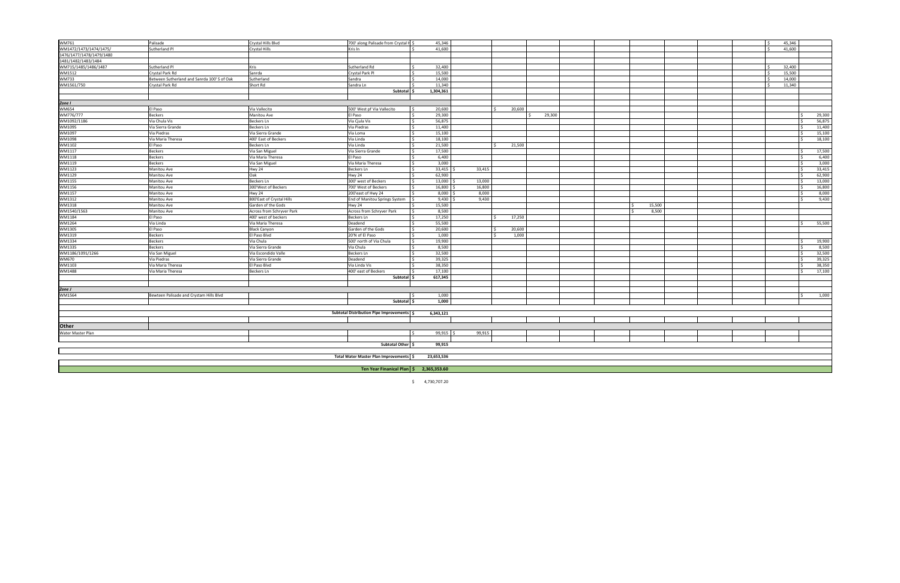| | | | | | | | | | | | | | | | |
|---|---|---|---|---|---|---|---|---|---|---|---|---|---|---|---|
| WM761 | Palisade | Crystal Hills Blvd | 700' along Palisade from Crystal H | $ 45,346 | | | | | | | | | | $ 45,346 | |
| WM1472/1473/1474/1475/ | Sutherland Pl | Crystal Hills | Kris ln | $ 41,600 | | | | | | | | | | $ 41,600 | |
| 1476/1477/1478/1479/1480 | | | | | | | | | | | | | | | |
| 1481/1482/1483/1484 | | | | | | | | | | | | | | | |
| WM715/1485/1486/1487 | Sutherland Pl | Kris | Sutherland Rd | $ 32,400 | | | | | | | | | | $ 32,400 | |
| WM1512 | Crystal Park Rd | Sanrda | Crystal Park Pl | $ 15,500 | | | | | | | | | | $ 15,500 | |
| WM733 | Between Sutherland and Sanrda 100' S of Oak | Sutherland | Sandra | $ 14,000 | | | | | | | | | | $ 14,000 | |
| WM1561/750 | Crystal Park Rd | Short Rd | Sandra Ln | $ 11,340 | | | | | | | | | | $ 11,340 | |
| | | | Subtotal | $ 1,304,361 | | | | | | | | | | | |
| *Zone I* | | | | | | | | | | | | | | | |
| WM654 | El Paso | Via Vallecito | 500' West pf Via Vallecito | $ 20,600 | | $ 20,600 | | | | | | | | | |
| WM776/777 | Beckers | Manitou Ave | El Paso | $ 29,300 | | | $ 29,300 | | | | | | | | $ 29,300 |
| WM1092/1186 | Via Chula Vis | Beckers Ln | Via Cjula Vis | $ 56,875 | | | | | | | | | | | $ 56,875 |
| WM1095 | Via Sierra Grande | Beckers Ln | Via Piedras | $ 11,400 | | | | | | | | | | | $ 11,400 |
| WM1097 | Via Piedras | Via Sierra Grande | Via Loma | $ 15,100 | | | | | | | | | | | $ 15,100 |
| WM1098 | Via Maria Theresa | 400' East of Beckers | Via Linda | $ 18,100 | | | | | | | | | | | $ 18,100 |
| WM1102 | El Paso | Beckers Ln | Via Linda | $ 21,500 | | $ 21,500 | | | | | | | | | |
| WM1117 | Beckers | Via San Miguel | Via Sierra Grande | $ 17,500 | | | | | | | | | | | $ 17,500 |
| WM1118 | Beckers | Via Maria Theresa | El Paso | $ 6,400 | | | | | | | | | | | $ 6,400 |
| WM1119 | Beckers | Via San Miguel | Via Maria Theresa | $ 3,000 | | | | | | | | | | | $ 3,000 |
| WM1123 | Manitou Ave | Hwy 24 | Beckers Ln | $ 33,415 | $ 33,415 | | | | | | | | | | $ 33,415 |
| WM1129 | Manitou Ave | Oak | Hwy 24 | $ 62,900 | | | | | | | | | | | $ 62,900 |
| WM1155 | Manitou Ave | Beckers Ln | 300' west of Beckers | $ 13,000 | $ 13,000 | | | | | | | | | | $ 13,000 |
| WM1156 | Manitou Ave | 300'West of Beckers | 700' West of Beckers | $ 16,800 | $ 16,800 | | | | | | | | | | $ 16,800 |
| WM1157 | Manitou Ave | Hwy 24 | 200'east of Hwy 24 | $ 8,000 | $ 8,000 | | | | | | | | | | $ 8,000 |
| WM1312 | Manitou Ave | 800'East of Crystal Hills | End of Manitou Springs System | $ 9,430 | $ 9,430 | | | | | | | | | | $ 9,430 |
| WM1318 | Manitou Ave | Garden of the Gods | Hwy 24 | $ 15,500 | | | | | | $ 15,500 | | | | | |
| WM1540/1563 | Manitou Ave | Across from Schryver Park | Across from Schryver Park | $ 8,500 | | | | | | $ 8,500 | | | | | |
| WM1184 | El Paso | 400' west of beckers | Beckers Ln | $ 17,250 | | $ 17,250 | | | | | | | | | |
| WM1264 | Via Linda | Via Maria Theresa | Deadend | $ 55,500 | | | | | | | | | | | $ 55,500 |
| WM1305 | El Paso | Black Canyon | Garden of the Gods | $ 20,600 | | $ 20,600 | | | | | | | | | |
| WM1319 | Beckers | El Paso Blvd | 20'N of El Paso | $ 1,000 | | $ 1,000 | | | | | | | | | |
| WM1334 | Beckers | Via Chula | 500' north of Via Chula | $ 19,900 | | | | | | | | | | | $ 19,900 |
| WM1335 | Beckers | Via Sierra Grande | Via Chula | $ 8,500 | | | | | | | | | | | $ 8,500 |
| WM1186/1091/1266 | Via San Miguel | Via Escondido Valle | Beckers Ln | $ 32,500 | | | | | | | | | | | $ 32,500 |
| WM670 | Via Piedras | Via Sierra Grande | Deadend | $ 39,325 | | | | | | | | | | | $ 39,325 |
| WM1103 | Via Maria Theresa | El Paso Blvd | Via Linda Vis | $ 38,350 | | | | | | | | | | | $ 38,350 |
| WM1488 | Via Maria Theresa | Beckers Ln | 400' east of Beckers | $ 17,100 | | | | | | | | | | | $ 17,100 |
| | | | Subtotal | $ 617,345 | | | | | | | | | | | |
| *Zone J* | | | | | | | | | | | | | | | |
| WM1564 | Bewteen Palisade and Crystam Hills Blvd | | | $ 1,000 | | | | | | | | | | | $ 1,000 |
| | | | Subtotal | $ 1,000 | | | | | | | | | | | |
| | | | Subtotal Distribution Pipe Improvements | $ 6,343,121 | | | | | | | | | | | |
| **Other** | | | | | | | | | | | | | | | |
| Water Master Plan | | | | $ 99,915 | $ 99,915 | | | | | | | | | | |
| | | | Subtotal Other | $ 99,915 | | | | | | | | | | | |
| | | | Total Water Master Plan Improvements | $ 23,653,536 | | | | | | | | | | | |
| | | | Ten Year Finanical Plan | $ 2,365,353.60 | | | | | | | | | | | |

$ 4,730,707.20